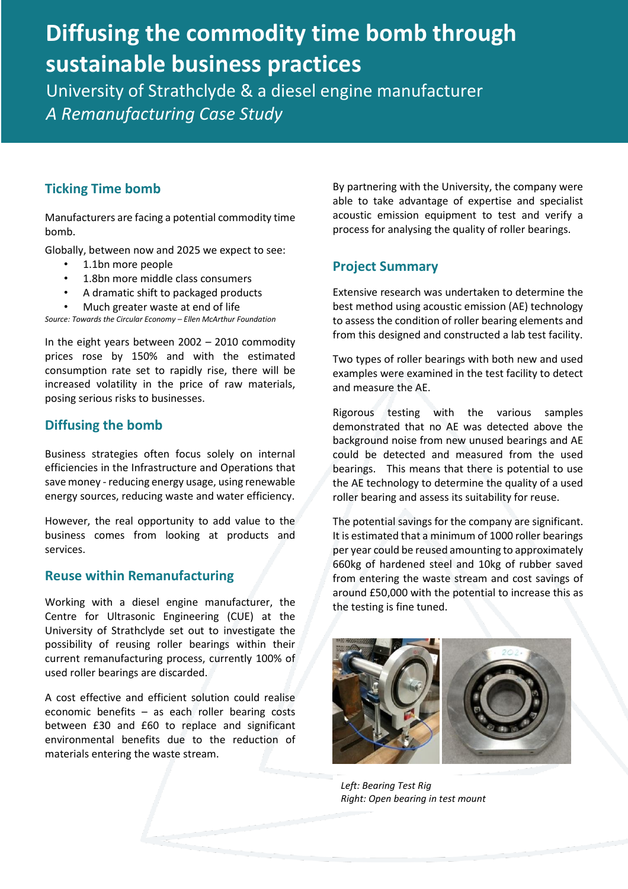# Diffusing the commodity time bomb through sustainable business practices

University of Strathclyde & a diesel engine manufacturer

*A Remanufacturing Case Study*

## Ticking Time bomb

Manufacturers are facing a potential commodity time bomb.

Globally, between now and 2025 we expect to see:

- 1.1bn more people
- 1.8bn more middle class consumers
- A dramatic shift to packaged products
- Much greater waste at end of life

*Source: Towards the Circular Economy – Ellen McArthur Foundation*

In the eight years between 2002 – 2010 commodity prices rose by 150% and with the estimated consumption rate set to rapidly rise, there will be increased volatility in the price of raw materials, posing serious risks to businesses.

## Diffusing the bomb

Business strategies often focus solely on internal efficiencies in the Infrastructure and Operations that save money - reducing energy usage, using renewable energy sources, reducing waste and water efficiency.

However, the real opportunity to add value to the business comes from looking at products and services.

## Reuse within Remanufacturing

Working with a diesel engine manufacturer, the Centre for Ultrasonic Engineering (CUE) at the University of Strathclyde set out to investigate the possibility of reusing roller bearings within their current remanufacturing process, currently 100% of used roller bearings are discarded.

A cost effective and efficient solution could realise economic benefits – as each roller bearing costs between £30 and £60 to replace and significant environmental benefits due to the reduction of materials entering the waste stream.

By partnering with the University, the company were able to take advantage of expertise and specialist acoustic emission equipment to test and verify a process for analysing the quality of roller bearings.

## Project Summary

Extensive research was undertaken to determine the best method using acoustic emission (AE) technology to assess the condition of roller bearing elements and from this designed and constructed a lab test facility.

Two types of roller bearings with both new and used examples were examined in the test facility to detect and measure the AE.

Rigorous testing with the various samples demonstrated that no AE was detected above the background noise from new unused bearings and AE could be detected and measured from the used bearings. This means that there is potential to use the AE technology to determine the quality of a used roller bearing and assess its suitability for reuse.

The potential savings for the company are significant. It is estimated that a minimum of 1000 roller bearings per year could be reused amounting to approximately 660kg of hardened steel and 10kg of rubber saved from entering the waste stream and cost savings of around £50,000 with the potential to increase this as the testing is fine tuned.

*Left: Bearing Test Rig*
*Right: Open bearing in test mount*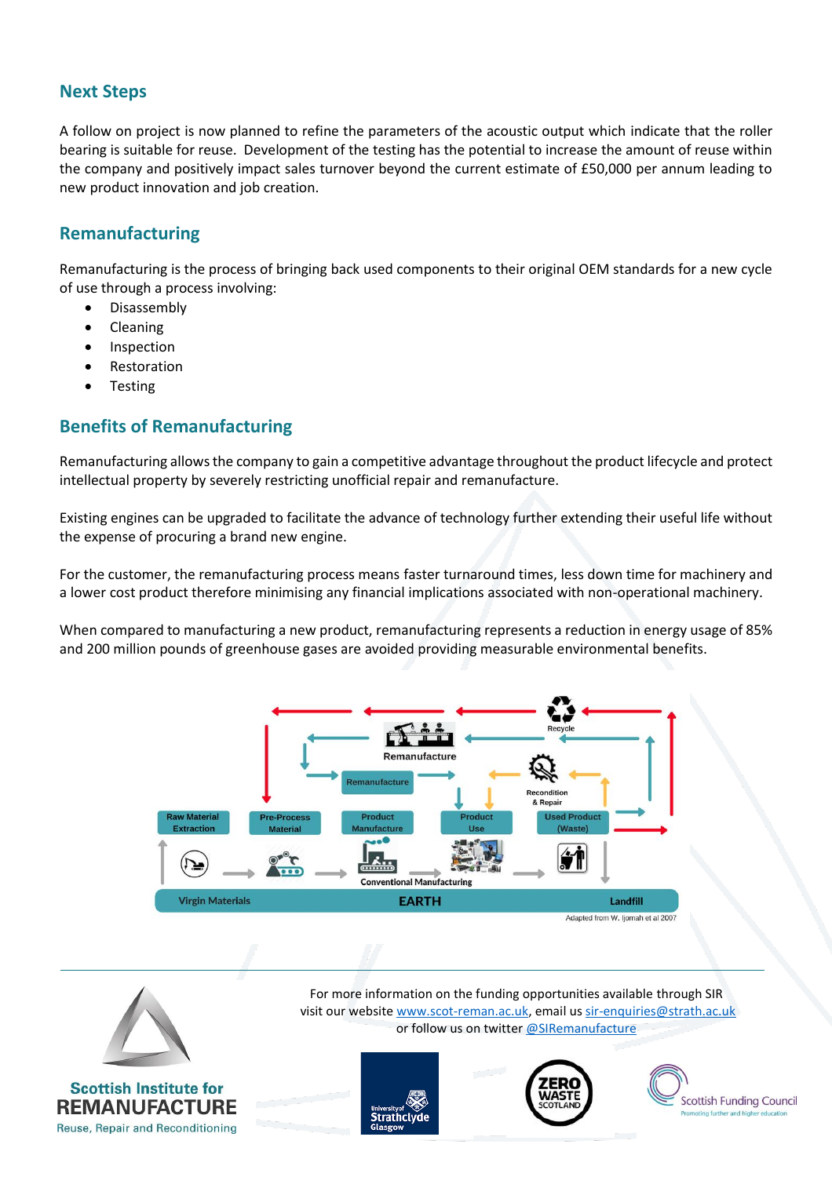## Next Steps

A follow on project is now planned to refine the parameters of the acoustic output which indicate that the roller bearing is suitable for reuse. Development of the testing has the potential to increase the amount of reuse within the company and positively impact sales turnover beyond the current estimate of £50,000 per annum leading to new product innovation and job creation.

## Remanufacturing

Remanufacturing is the process of bringing back used components to their original OEM standards for a new cycle of use through a process involving:

- Disassembly
- Cleaning
- Inspection
- Restoration
- Testing

## Benefits of Remanufacturing

Remanufacturing allows the company to gain a competitive advantage throughout the product lifecycle and protect intellectual property by severely restricting unofficial repair and remanufacture.

Existing engines can be upgraded to facilitate the advance of technology further extending their useful life without the expense of procuring a brand new engine.

For the customer, the remanufacturing process means faster turnaround times, less down time for machinery and a lower cost product therefore minimising any financial implications associated with non-operational machinery.

When compared to manufacturing a new product, remanufacturing represents a reduction in energy usage of 85% and 200 million pounds of greenhouse gases are avoided providing measurable environmental benefits.

Recycle
Remanufacture
Remanufacture
Recondition & Repair
Raw Material Extraction
Pre-Process Material
Product Manufacture
Product Use
Used Product (Waste)
Conventional Manufacturing
Virgin Materials
EARTH
Landfill

Adapted from W. Ijomah et al 2007

For more information on the funding opportunities available through SIR visit our website www.scot-reman.ac.uk, email us sir-enquiries@strath.ac.uk or follow us on twitter @SIRemanufacture

Scottish Institute for REMANUFACTURE
Reuse, Repair and Reconditioning

University of Strathclyde Glasgow

ZERO WASTE SCOTLAND

Scottish Funding Council
Promoting further and higher education